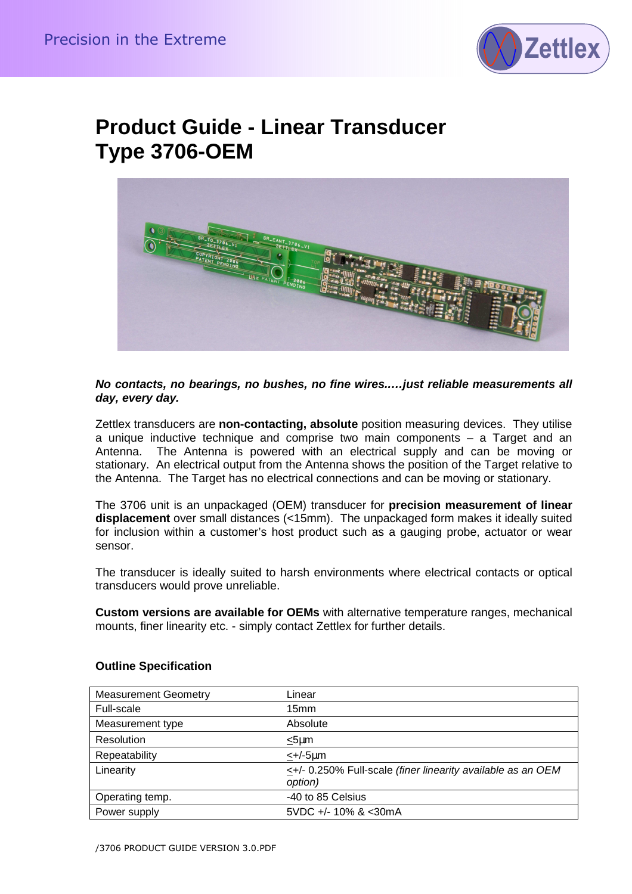Precision in the Extreme

# Product Guide - Linear Transducer Type 3706-OEM

***No contacts, no bearings, no bushes, no fine wires.….just reliable measurements all day, every day.***

Zettlex transducers are **non-contacting, absolute** position measuring devices. They utilise a unique inductive technique and comprise two main components – a Target and an Antenna. The Antenna is powered with an electrical supply and can be moving or stationary. An electrical output from the Antenna shows the position of the Target relative to the Antenna. The Target has no electrical connections and can be moving or stationary.

The 3706 unit is an unpackaged (OEM) transducer for **precision measurement of linear displacement** over small distances (<15mm). The unpackaged form makes it ideally suited for inclusion within a customer's host product such as a gauging probe, actuator or wear sensor.

The transducer is ideally suited to harsh environments where electrical contacts or optical transducers would prove unreliable.

**Custom versions are available for OEMs** with alternative temperature ranges, mechanical mounts, finer linearity etc. - simply contact Zettlex for further details.

### Outline Specification

| | |
|---|---|
| Measurement Geometry | Linear |
| Full-scale | 15mm |
| Measurement type | Absolute |
| Resolution | ≤5µm |
| Repeatability | ≤+/-5µm |
| Linearity | ≤+/- 0.250% Full-scale *(finer linearity available as an OEM option)* |
| Operating temp. | -40 to 85 Celsius |
| Power supply | 5VDC +/- 10% & <30mA |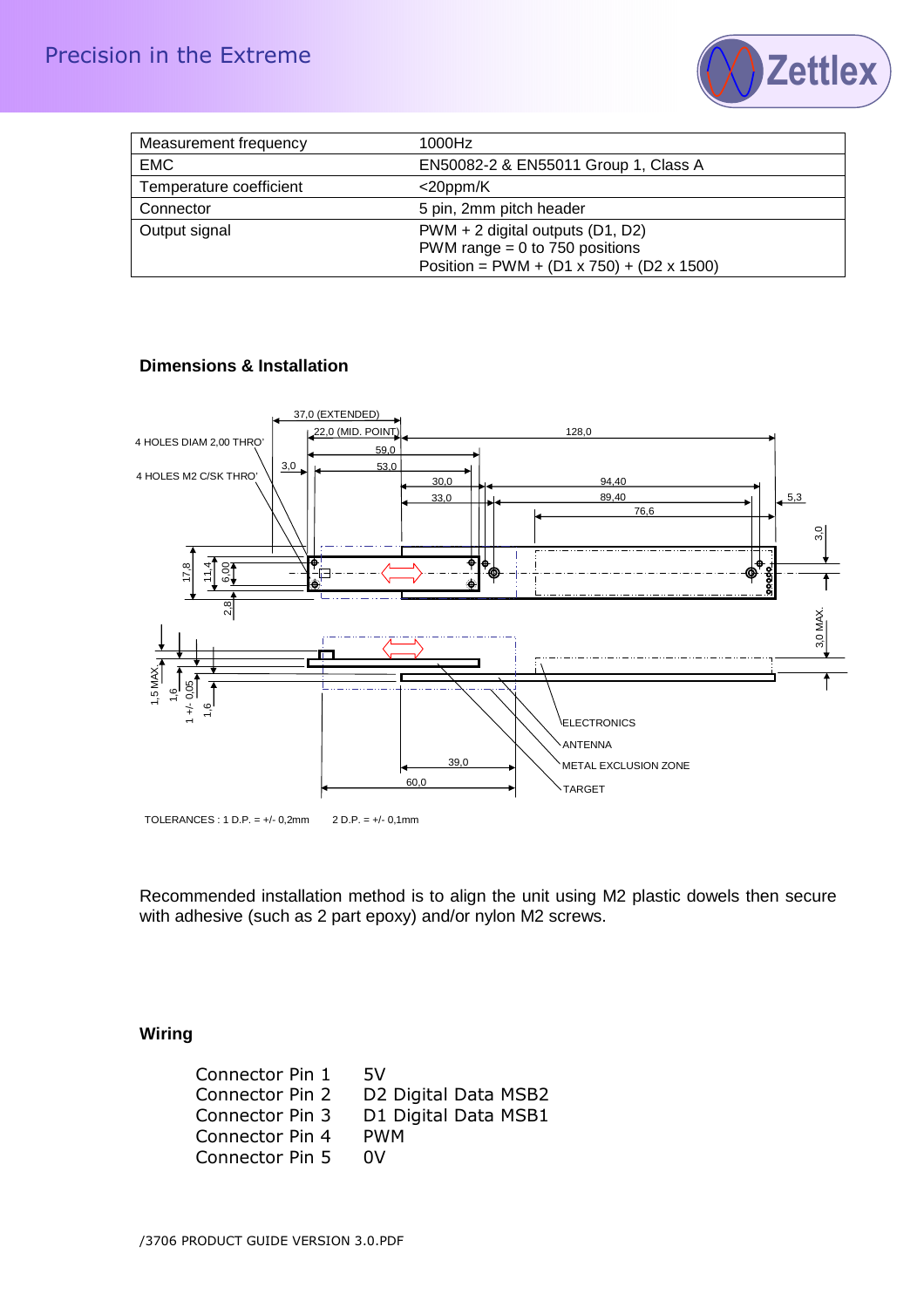| | |
|---|---|
| Measurement frequency | 1000Hz |
| EMC | EN50082-2 & EN55011 Group 1, Class A |
| Temperature coefficient | <20ppm/K |
| Connector | 5 pin, 2mm pitch header |
| Output signal | PWM + 2 digital outputs (D1, D2)<br>PWM range = 0 to 750 positions<br>Position = PWM + (D1 x 750) + (D2 x 1500) |

## Dimensions & Installation

37,0 (EXTENDED)
22,0 (MID. POINT)
128,0
4 HOLES DIAM 2,00 THRO'
59,0
3,0
53,0
4 HOLES M2 C/SK THRO'
30,0
94,40
33,0
89,40
5,3
76,6
3,0
17,8
11,4
6,00
2,8
3,0 MAX.
1,5 MAX.
1,6
1 +/- 0,05
1,6
ELECTRONICS
ANTENNA
39,0
METAL EXCLUSION ZONE
60,0
TARGET

TOLERANCES : 1 D.P. = +/- 0,2mm 2 D.P. = +/- 0,1mm

Recommended installation method is to align the unit using M2 plastic dowels then secure with adhesive (such as 2 part epoxy) and/or nylon M2 screws.

## Wiring

| | |
|---|---|
| Connector Pin 1 | 5V |
| Connector Pin 2 | D2 Digital Data MSB2 |
| Connector Pin 3 | D1 Digital Data MSB1 |
| Connector Pin 4 | PWM |
| Connector Pin 5 | 0V |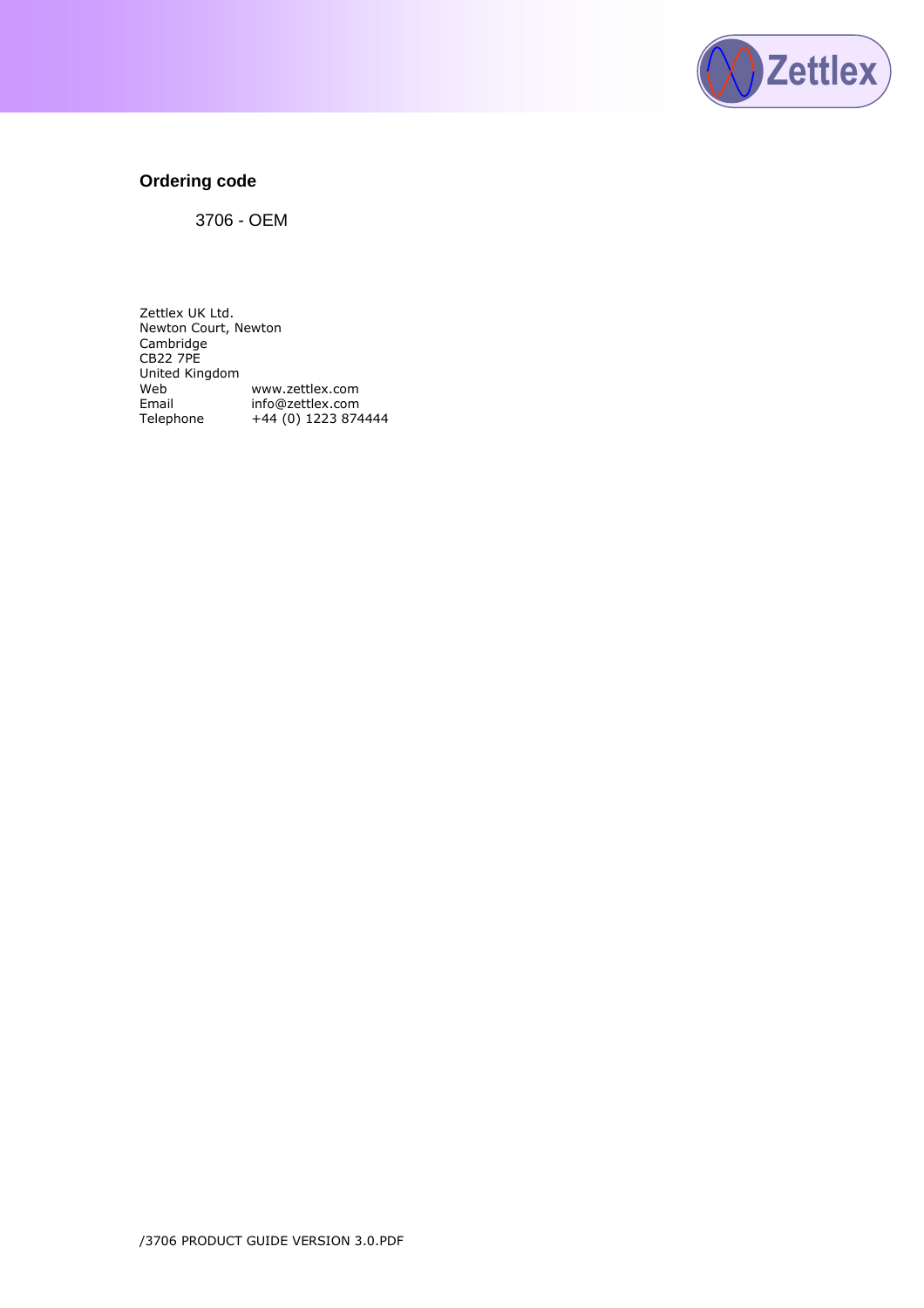## Ordering code

3706 - OEM

Zettlex UK Ltd.
Newton Court, Newton
Cambridge
CB22 7PE
United Kingdom

| | |
|---|---|
| Web | www.zettlex.com |
| Email | info@zettlex.com |
| Telephone | +44 (0) 1223 874444 |

/3706 PRODUCT GUIDE VERSION 3.0.PDF